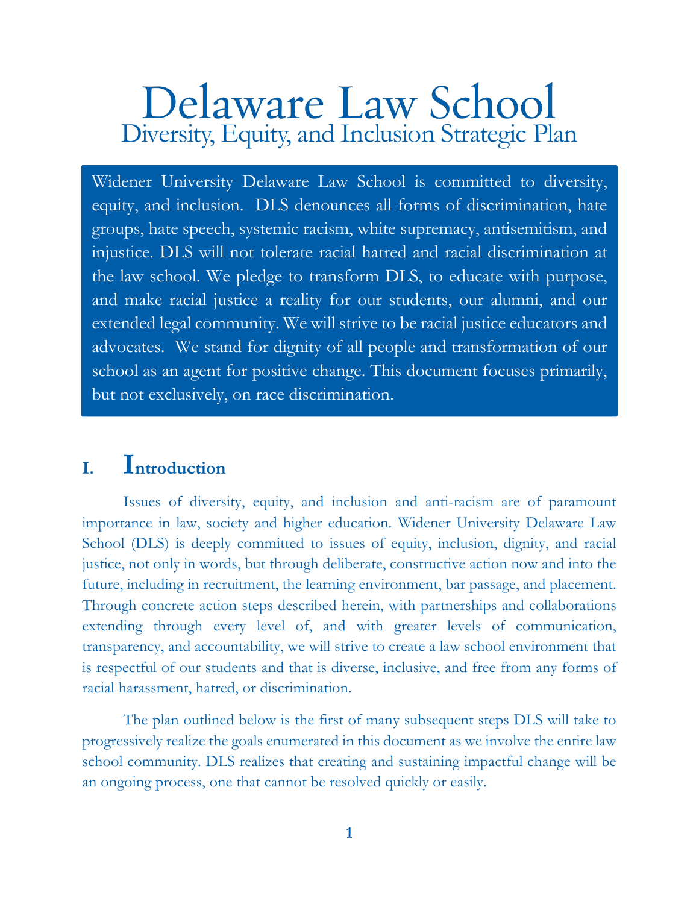# Delaware Law School

## Diversity, Equity, and Inclusion Strategic Plan

Widener University Delaware Law School is committed to diversity, equity, and inclusion. DLS denounces all forms of discrimination, hate groups, hate speech, systemic racism, white supremacy, antisemitism, and injustice. DLS will not tolerate racial hatred and racial discrimination at the law school. We pledge to transform DLS, to educate with purpose, and make racial justice a reality for our students, our alumni, and our extended legal community. We will strive to be racial justice educators and advocates. We stand for dignity of all people and transformation of our school as an agent for positive change. This document focuses primarily, but not exclusively, on race discrimination.

## I. Introduction

Issues of diversity, equity, and inclusion and anti-racism are of paramount importance in law, society and higher education. Widener University Delaware Law School (DLS) is deeply committed to issues of equity, inclusion, dignity, and racial justice, not only in words, but through deliberate, constructive action now and into the future, including in recruitment, the learning environment, bar passage, and placement. Through concrete action steps described herein, with partnerships and collaborations extending through every level of, and with greater levels of communication, transparency, and accountability, we will strive to create a law school environment that is respectful of our students and that is diverse, inclusive, and free from any forms of racial harassment, hatred, or discrimination.

The plan outlined below is the first of many subsequent steps DLS will take to progressively realize the goals enumerated in this document as we involve the entire law school community. DLS realizes that creating and sustaining impactful change will be an ongoing process, one that cannot be resolved quickly or easily.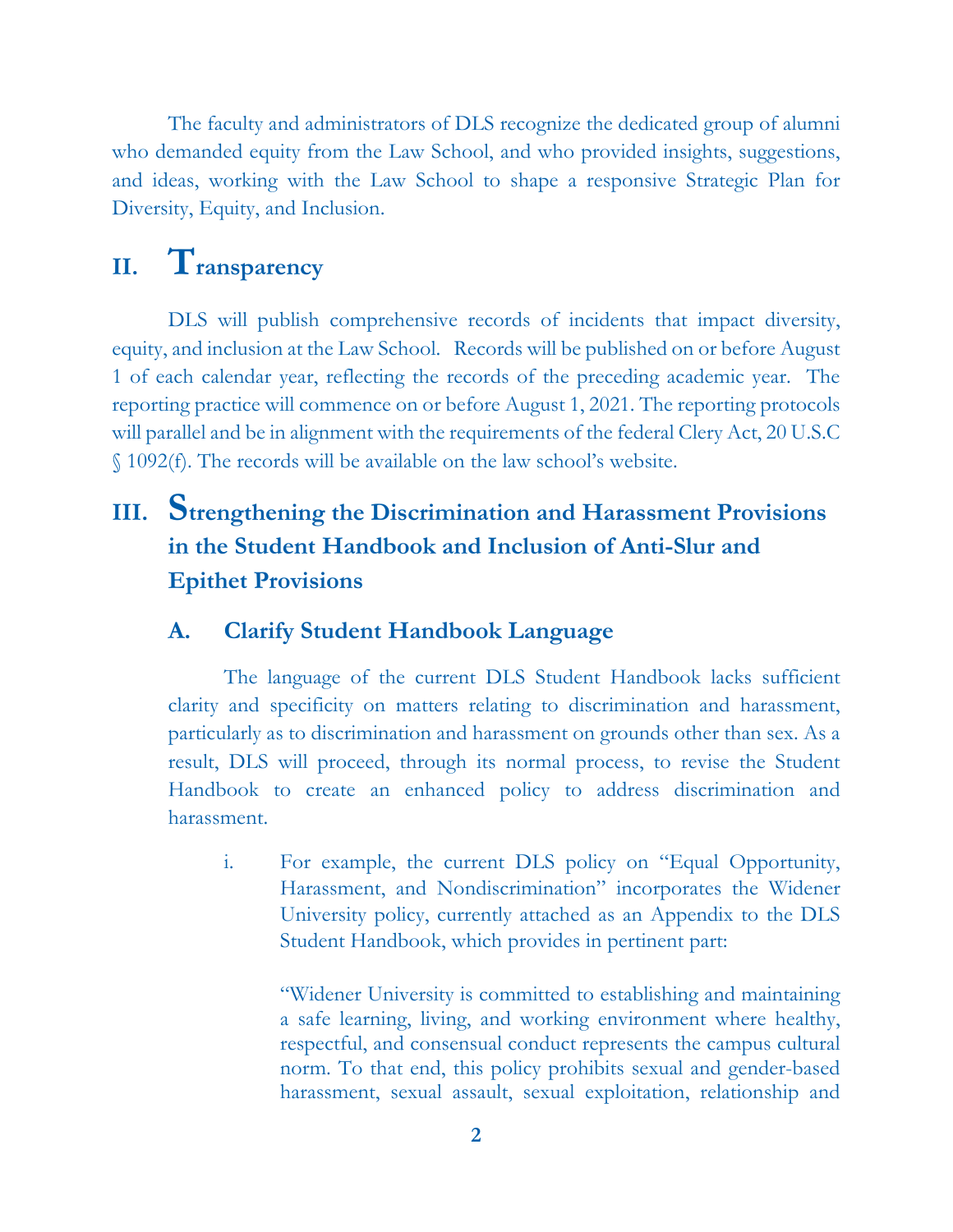The faculty and administrators of DLS recognize the dedicated group of alumni who demanded equity from the Law School, and who provided insights, suggestions, and ideas, working with the Law School to shape a responsive Strategic Plan for Diversity, Equity, and Inclusion.

## II. Transparency

DLS will publish comprehensive records of incidents that impact diversity, equity, and inclusion at the Law School. Records will be published on or before August 1 of each calendar year, reflecting the records of the preceding academic year. The reporting practice will commence on or before August 1, 2021. The reporting protocols will parallel and be in alignment with the requirements of the federal Clery Act, 20 U.S.C § 1092(f). The records will be available on the law school's website.

## III. Strengthening the Discrimination and Harassment Provisions in the Student Handbook and Inclusion of Anti-Slur and Epithet Provisions

### A. Clarify Student Handbook Language

The language of the current DLS Student Handbook lacks sufficient clarity and specificity on matters relating to discrimination and harassment, particularly as to discrimination and harassment on grounds other than sex. As a result, DLS will proceed, through its normal process, to revise the Student Handbook to create an enhanced policy to address discrimination and harassment.

i. For example, the current DLS policy on "Equal Opportunity, Harassment, and Nondiscrimination" incorporates the Widener University policy, currently attached as an Appendix to the DLS Student Handbook, which provides in pertinent part:

> "Widener University is committed to establishing and maintaining a safe learning, living, and working environment where healthy, respectful, and consensual conduct represents the campus cultural norm. To that end, this policy prohibits sexual and gender-based harassment, sexual assault, sexual exploitation, relationship and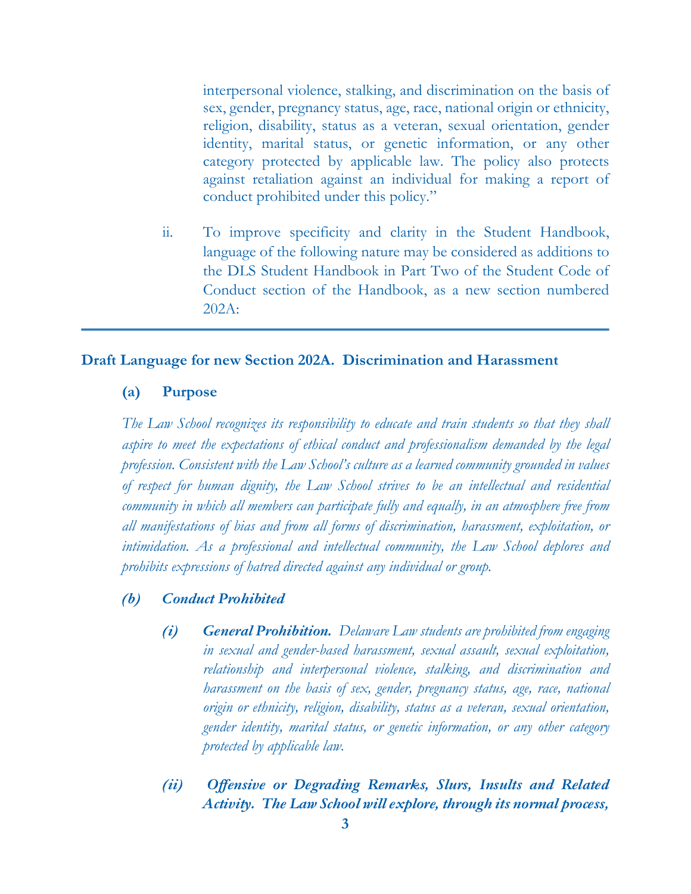interpersonal violence, stalking, and discrimination on the basis of sex, gender, pregnancy status, age, race, national origin or ethnicity, religion, disability, status as a veteran, sexual orientation, gender identity, marital status, or genetic information, or any other category protected by applicable law. The policy also protects against retaliation against an individual for making a report of conduct prohibited under this policy."

ii. To improve specificity and clarity in the Student Handbook, language of the following nature may be considered as additions to the DLS Student Handbook in Part Two of the Student Code of Conduct section of the Handbook, as a new section numbered 202A:

---

## Draft Language for new Section 202A. Discrimination and Harassment

### (a) Purpose

*The Law School recognizes its responsibility to educate and train students so that they shall aspire to meet the expectations of ethical conduct and professionalism demanded by the legal profession. Consistent with the Law School's culture as a learned community grounded in values of respect for human dignity, the Law School strives to be an intellectual and residential community in which all members can participate fully and equally, in an atmosphere free from all manifestations of bias and from all forms of discrimination, harassment, exploitation, or intimidation. As a professional and intellectual community, the Law School deplores and prohibits expressions of hatred directed against any individual or group.*

### *(b) Conduct Prohibited*

***(i) General Prohibition.*** *Delaware Law students are prohibited from engaging in sexual and gender-based harassment, sexual assault, sexual exploitation, relationship and interpersonal violence, stalking, and discrimination and harassment on the basis of sex, gender, pregnancy status, age, race, national origin or ethnicity, religion, disability, status as a veteran, sexual orientation, gender identity, marital status, or genetic information, or any other category protected by applicable law.*

***(ii) Offensive or Degrading Remarks, Slurs, Insults and Related Activity. The Law School will explore, through its normal process,***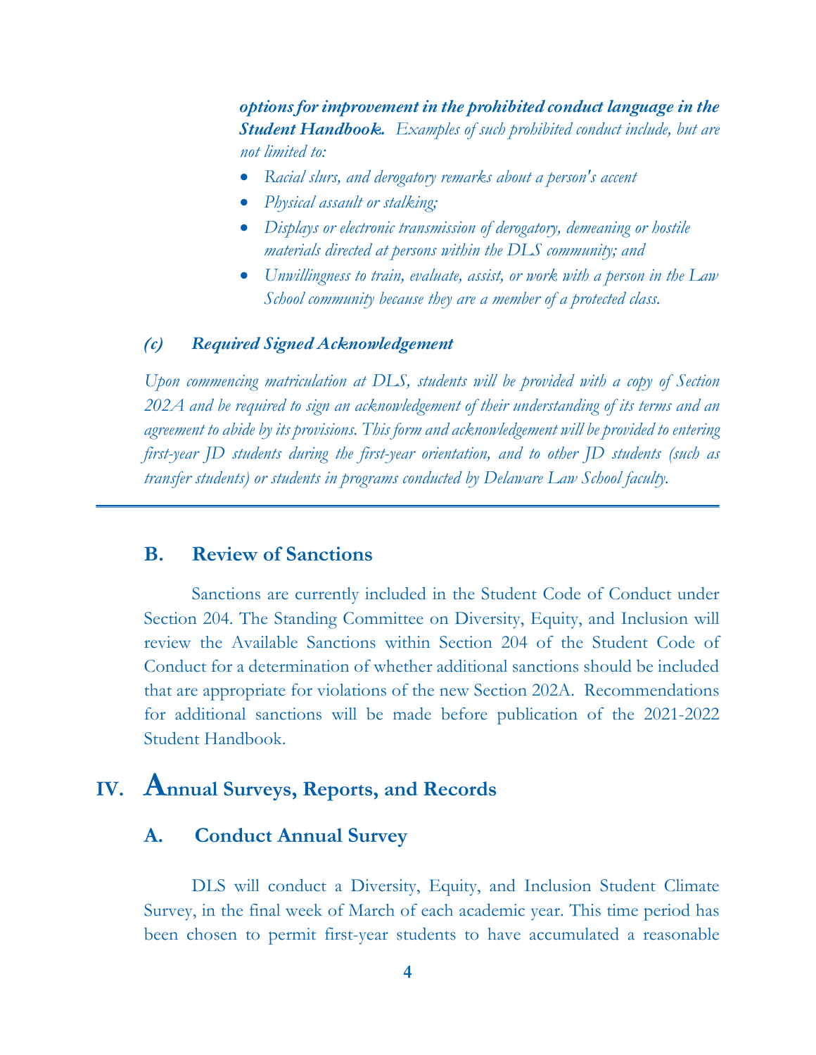***options for improvement in the prohibited conduct language in the Student Handbook.*** *Examples of such prohibited conduct include, but are not limited to:*

- *Racial slurs, and derogatory remarks about a person's accent*
- *Physical assault or stalking;*
- *Displays or electronic transmission of derogatory, demeaning or hostile materials directed at persons within the DLS community; and*
- *Unwillingness to train, evaluate, assist, or work with a person in the Law School community because they are a member of a protected class.*

***(c) Required Signed Acknowledgement***

*Upon commencing matriculation at DLS, students will be provided with a copy of Section 202A and be required to sign an acknowledgement of their understanding of its terms and an agreement to abide by its provisions. This form and acknowledgement will be provided to entering first-year JD students during the first-year orientation, and to other JD students (such as transfer students) or students in programs conducted by Delaware Law School faculty.*

---

### B. Review of Sanctions

Sanctions are currently included in the Student Code of Conduct under Section 204. The Standing Committee on Diversity, Equity, and Inclusion will review the Available Sanctions within Section 204 of the Student Code of Conduct for a determination of whether additional sanctions should be included that are appropriate for violations of the new Section 202A. Recommendations for additional sanctions will be made before publication of the 2021-2022 Student Handbook.

## IV. Annual Surveys, Reports, and Records

### A. Conduct Annual Survey

DLS will conduct a Diversity, Equity, and Inclusion Student Climate Survey, in the final week of March of each academic year. This time period has been chosen to permit first-year students to have accumulated a reasonable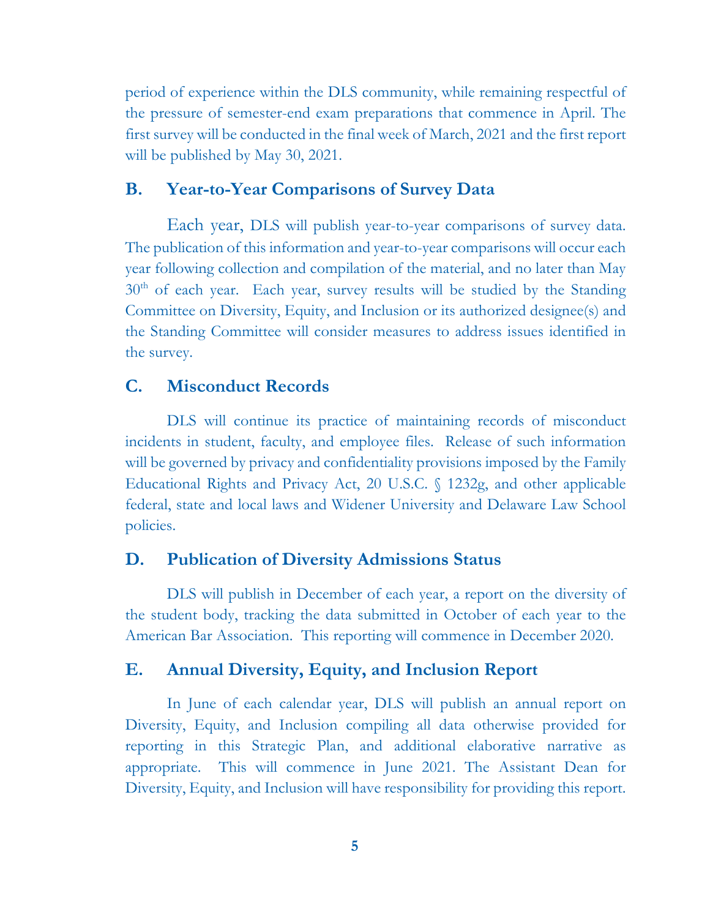period of experience within the DLS community, while remaining respectful of the pressure of semester-end exam preparations that commence in April. The first survey will be conducted in the final week of March, 2021 and the first report will be published by May 30, 2021.

### B. Year-to-Year Comparisons of Survey Data

Each year, DLS will publish year-to-year comparisons of survey data. The publication of this information and year-to-year comparisons will occur each year following collection and compilation of the material, and no later than May 30th of each year. Each year, survey results will be studied by the Standing Committee on Diversity, Equity, and Inclusion or its authorized designee(s) and the Standing Committee will consider measures to address issues identified in the survey.

### C. Misconduct Records

DLS will continue its practice of maintaining records of misconduct incidents in student, faculty, and employee files. Release of such information will be governed by privacy and confidentiality provisions imposed by the Family Educational Rights and Privacy Act, 20 U.S.C. § 1232g, and other applicable federal, state and local laws and Widener University and Delaware Law School policies.

### D. Publication of Diversity Admissions Status

DLS will publish in December of each year, a report on the diversity of the student body, tracking the data submitted in October of each year to the American Bar Association. This reporting will commence in December 2020.

### E. Annual Diversity, Equity, and Inclusion Report

In June of each calendar year, DLS will publish an annual report on Diversity, Equity, and Inclusion compiling all data otherwise provided for reporting in this Strategic Plan, and additional elaborative narrative as appropriate. This will commence in June 2021. The Assistant Dean for Diversity, Equity, and Inclusion will have responsibility for providing this report.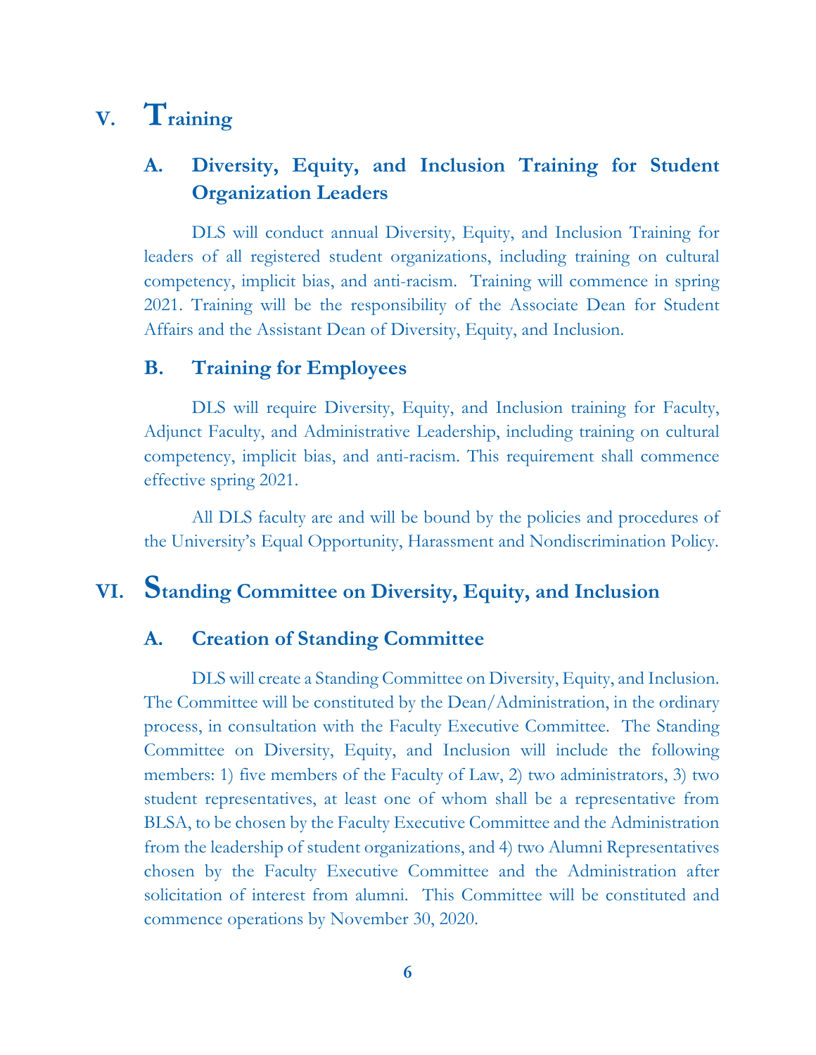# V. Training

## A. Diversity, Equity, and Inclusion Training for Student Organization Leaders

DLS will conduct annual Diversity, Equity, and Inclusion Training for leaders of all registered student organizations, including training on cultural competency, implicit bias, and anti-racism. Training will commence in spring 2021. Training will be the responsibility of the Associate Dean for Student Affairs and the Assistant Dean of Diversity, Equity, and Inclusion.

## B. Training for Employees

DLS will require Diversity, Equity, and Inclusion training for Faculty, Adjunct Faculty, and Administrative Leadership, including training on cultural competency, implicit bias, and anti-racism. This requirement shall commence effective spring 2021.

All DLS faculty are and will be bound by the policies and procedures of the University's Equal Opportunity, Harassment and Nondiscrimination Policy.

# VI. Standing Committee on Diversity, Equity, and Inclusion

## A. Creation of Standing Committee

DLS will create a Standing Committee on Diversity, Equity, and Inclusion. The Committee will be constituted by the Dean/Administration, in the ordinary process, in consultation with the Faculty Executive Committee. The Standing Committee on Diversity, Equity, and Inclusion will include the following members: 1) five members of the Faculty of Law, 2) two administrators, 3) two student representatives, at least one of whom shall be a representative from BLSA, to be chosen by the Faculty Executive Committee and the Administration from the leadership of student organizations, and 4) two Alumni Representatives chosen by the Faculty Executive Committee and the Administration after solicitation of interest from alumni. This Committee will be constituted and commence operations by November 30, 2020.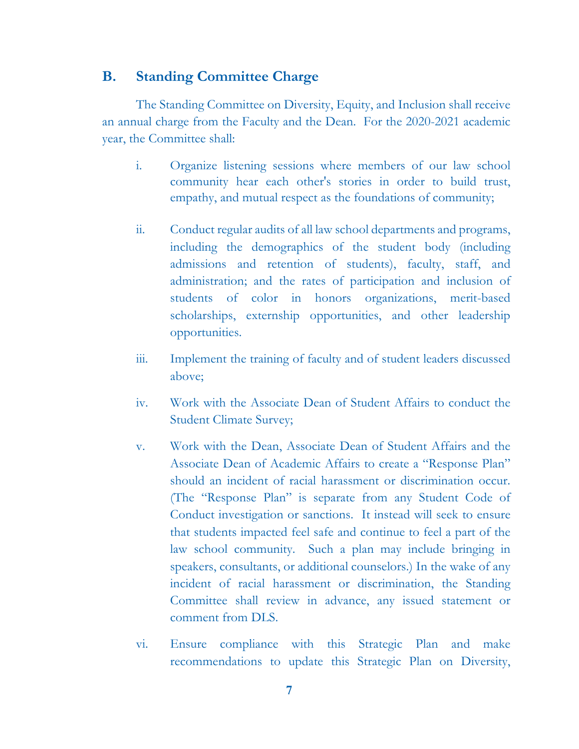## B. Standing Committee Charge

The Standing Committee on Diversity, Equity, and Inclusion shall receive an annual charge from the Faculty and the Dean. For the 2020-2021 academic year, the Committee shall:

i. Organize listening sessions where members of our law school community hear each other's stories in order to build trust, empathy, and mutual respect as the foundations of community;

ii. Conduct regular audits of all law school departments and programs, including the demographics of the student body (including admissions and retention of students), faculty, staff, and administration; and the rates of participation and inclusion of students of color in honors organizations, merit-based scholarships, externship opportunities, and other leadership opportunities.

iii. Implement the training of faculty and of student leaders discussed above;

iv. Work with the Associate Dean of Student Affairs to conduct the Student Climate Survey;

v. Work with the Dean, Associate Dean of Student Affairs and the Associate Dean of Academic Affairs to create a "Response Plan" should an incident of racial harassment or discrimination occur. (The "Response Plan" is separate from any Student Code of Conduct investigation or sanctions. It instead will seek to ensure that students impacted feel safe and continue to feel a part of the law school community. Such a plan may include bringing in speakers, consultants, or additional counselors.) In the wake of any incident of racial harassment or discrimination, the Standing Committee shall review in advance, any issued statement or comment from DLS.

vi. Ensure compliance with this Strategic Plan and make recommendations to update this Strategic Plan on Diversity,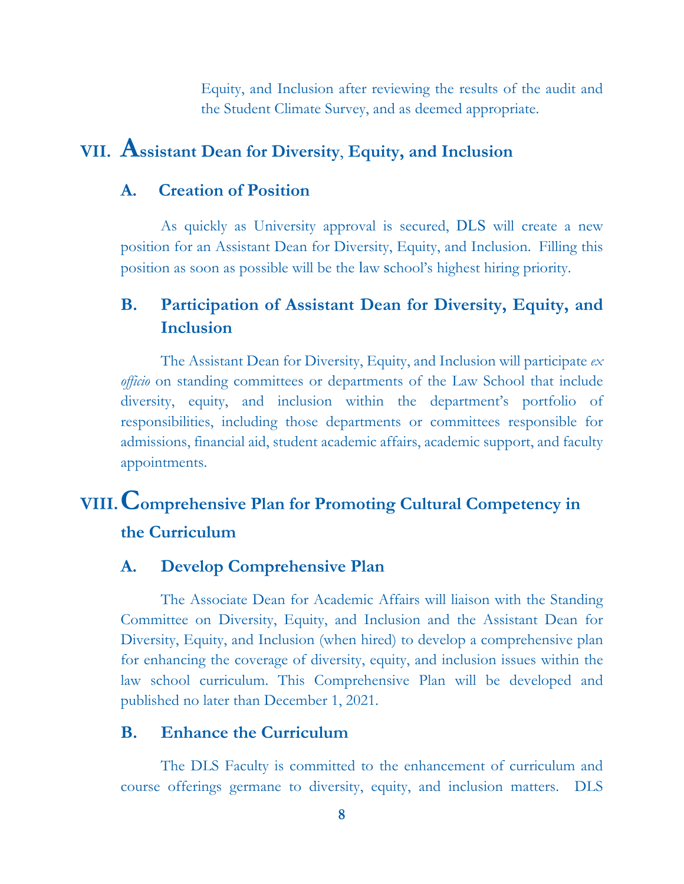Equity, and Inclusion after reviewing the results of the audit and the Student Climate Survey, and as deemed appropriate.

## VII. Assistant Dean for Diversity, Equity, and Inclusion

### A. Creation of Position

As quickly as University approval is secured, DLS will create a new position for an Assistant Dean for Diversity, Equity, and Inclusion. Filling this position as soon as possible will be the law school's highest hiring priority.

### B. Participation of Assistant Dean for Diversity, Equity, and Inclusion

The Assistant Dean for Diversity, Equity, and Inclusion will participate *ex officio* on standing committees or departments of the Law School that include diversity, equity, and inclusion within the department's portfolio of responsibilities, including those departments or committees responsible for admissions, financial aid, student academic affairs, academic support, and faculty appointments.

## VIII. Comprehensive Plan for Promoting Cultural Competency in the Curriculum

### A. Develop Comprehensive Plan

The Associate Dean for Academic Affairs will liaison with the Standing Committee on Diversity, Equity, and Inclusion and the Assistant Dean for Diversity, Equity, and Inclusion (when hired) to develop a comprehensive plan for enhancing the coverage of diversity, equity, and inclusion issues within the law school curriculum. This Comprehensive Plan will be developed and published no later than December 1, 2021.

### B. Enhance the Curriculum

The DLS Faculty is committed to the enhancement of curriculum and course offerings germane to diversity, equity, and inclusion matters. DLS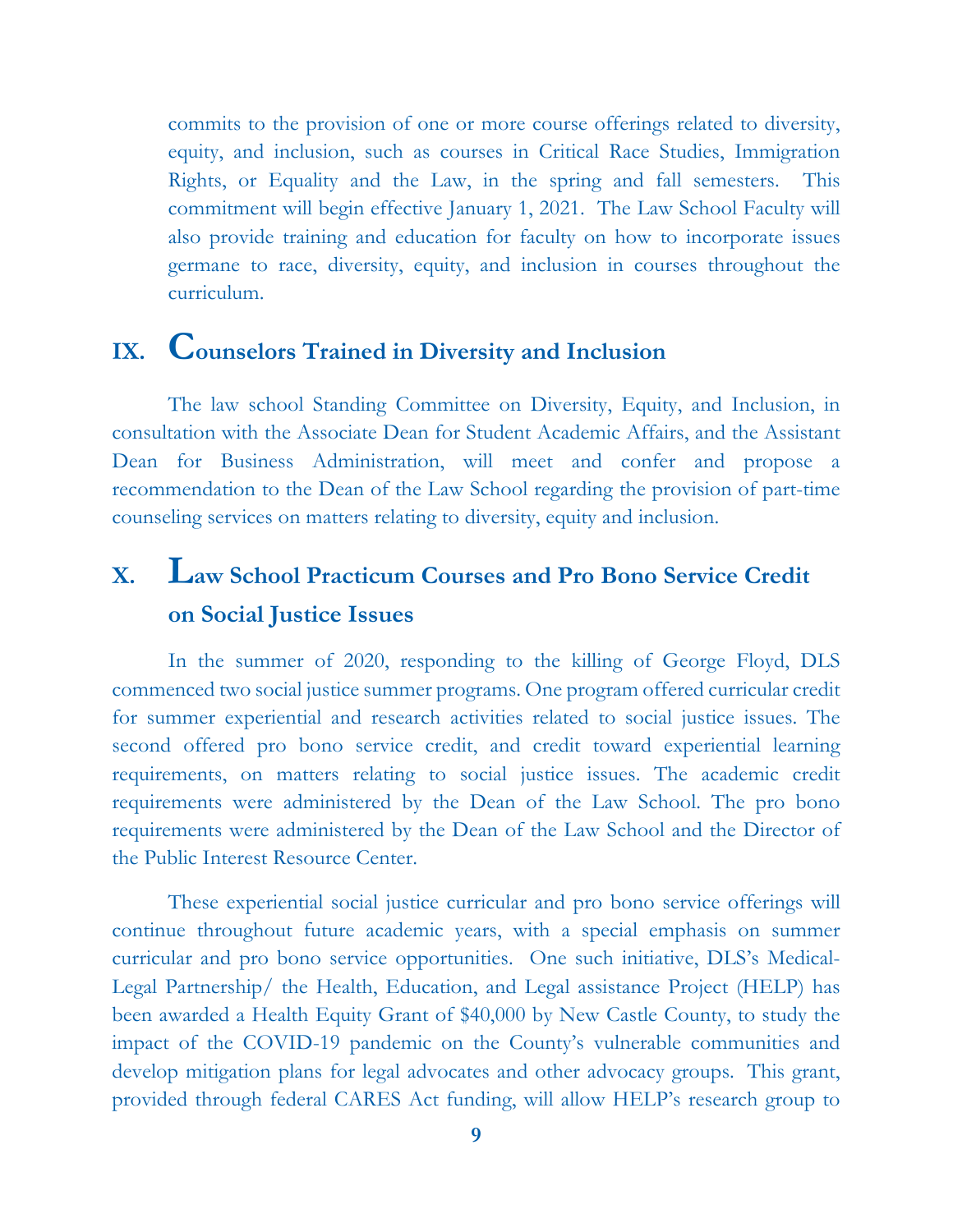commits to the provision of one or more course offerings related to diversity, equity, and inclusion, such as courses in Critical Race Studies, Immigration Rights, or Equality and the Law, in the spring and fall semesters. This commitment will begin effective January 1, 2021. The Law School Faculty will also provide training and education for faculty on how to incorporate issues germane to race, diversity, equity, and inclusion in courses throughout the curriculum.

## IX. Counselors Trained in Diversity and Inclusion

The law school Standing Committee on Diversity, Equity, and Inclusion, in consultation with the Associate Dean for Student Academic Affairs, and the Assistant Dean for Business Administration, will meet and confer and propose a recommendation to the Dean of the Law School regarding the provision of part-time counseling services on matters relating to diversity, equity and inclusion.

## X. Law School Practicum Courses and Pro Bono Service Credit on Social Justice Issues

In the summer of 2020, responding to the killing of George Floyd, DLS commenced two social justice summer programs. One program offered curricular credit for summer experiential and research activities related to social justice issues. The second offered pro bono service credit, and credit toward experiential learning requirements, on matters relating to social justice issues. The academic credit requirements were administered by the Dean of the Law School. The pro bono requirements were administered by the Dean of the Law School and the Director of the Public Interest Resource Center.

These experiential social justice curricular and pro bono service offerings will continue throughout future academic years, with a special emphasis on summer curricular and pro bono service opportunities. One such initiative, DLS's Medical-Legal Partnership/ the Health, Education, and Legal assistance Project (HELP) has been awarded a Health Equity Grant of $40,000 by New Castle County, to study the impact of the COVID-19 pandemic on the County's vulnerable communities and develop mitigation plans for legal advocates and other advocacy groups. This grant, provided through federal CARES Act funding, will allow HELP's research group to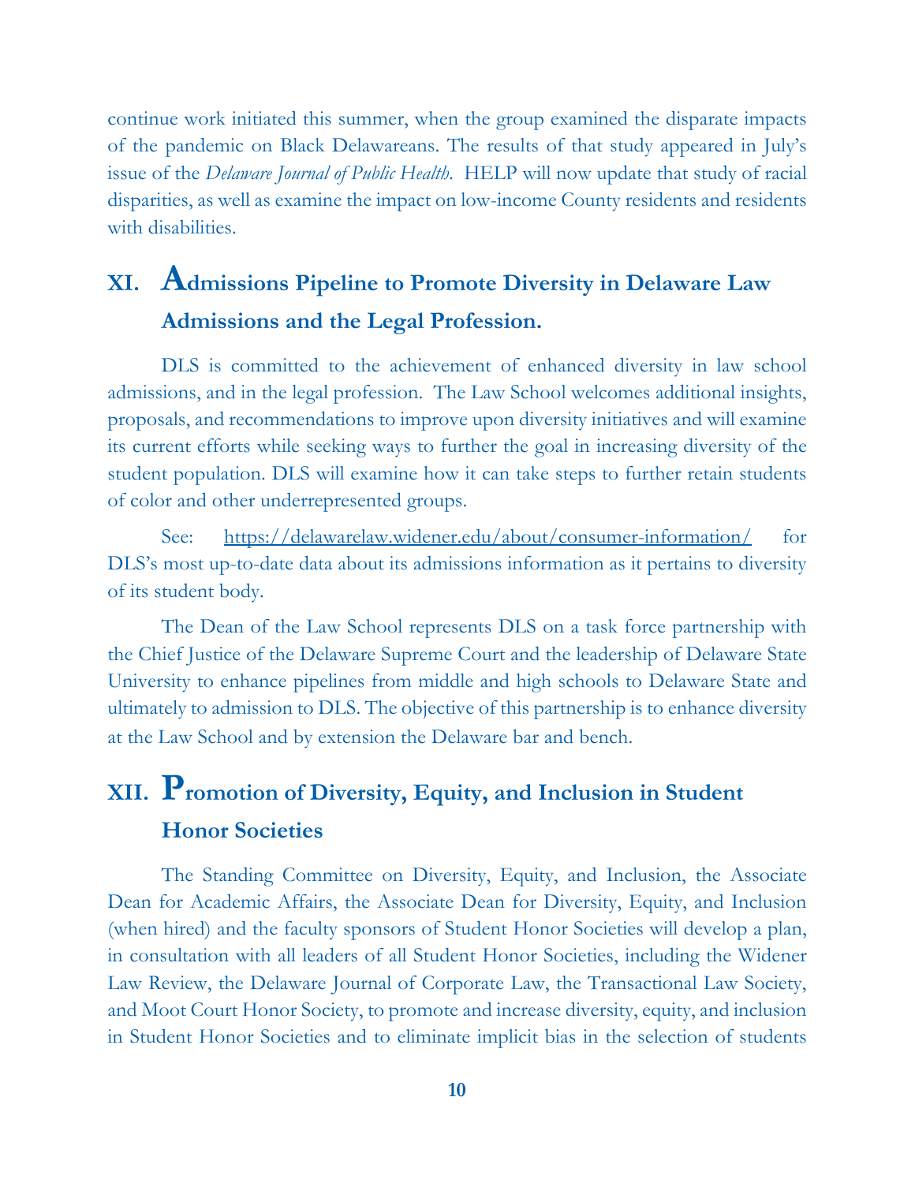continue work initiated this summer, when the group examined the disparate impacts of the pandemic on Black Delawareans. The results of that study appeared in July's issue of the *Delaware Journal of Public Health*. HELP will now update that study of racial disparities, as well as examine the impact on low-income County residents and residents with disabilities.

## XI. Admissions Pipeline to Promote Diversity in Delaware Law Admissions and the Legal Profession.

DLS is committed to the achievement of enhanced diversity in law school admissions, and in the legal profession. The Law School welcomes additional insights, proposals, and recommendations to improve upon diversity initiatives and will examine its current efforts while seeking ways to further the goal in increasing diversity of the student population. DLS will examine how it can take steps to further retain students of color and other underrepresented groups.

See: https://delawarelaw.widener.edu/about/consumer-information/ for DLS's most up-to-date data about its admissions information as it pertains to diversity of its student body.

The Dean of the Law School represents DLS on a task force partnership with the Chief Justice of the Delaware Supreme Court and the leadership of Delaware State University to enhance pipelines from middle and high schools to Delaware State and ultimately to admission to DLS. The objective of this partnership is to enhance diversity at the Law School and by extension the Delaware bar and bench.

## XII. Promotion of Diversity, Equity, and Inclusion in Student Honor Societies

The Standing Committee on Diversity, Equity, and Inclusion, the Associate Dean for Academic Affairs, the Associate Dean for Diversity, Equity, and Inclusion (when hired) and the faculty sponsors of Student Honor Societies will develop a plan, in consultation with all leaders of all Student Honor Societies, including the Widener Law Review, the Delaware Journal of Corporate Law, the Transactional Law Society, and Moot Court Honor Society, to promote and increase diversity, equity, and inclusion in Student Honor Societies and to eliminate implicit bias in the selection of students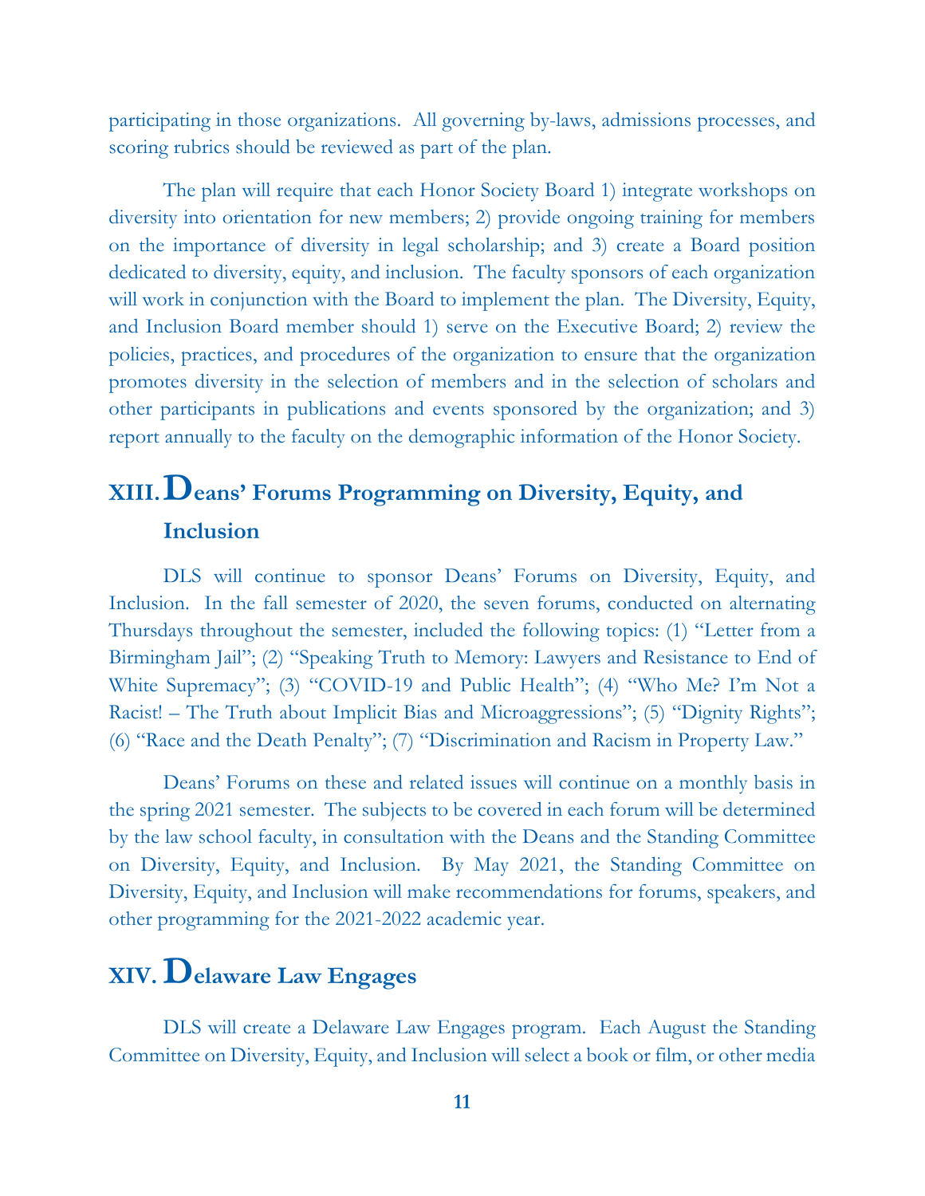participating in those organizations. All governing by-laws, admissions processes, and scoring rubrics should be reviewed as part of the plan.

The plan will require that each Honor Society Board 1) integrate workshops on diversity into orientation for new members; 2) provide ongoing training for members on the importance of diversity in legal scholarship; and 3) create a Board position dedicated to diversity, equity, and inclusion. The faculty sponsors of each organization will work in conjunction with the Board to implement the plan. The Diversity, Equity, and Inclusion Board member should 1) serve on the Executive Board; 2) review the policies, practices, and procedures of the organization to ensure that the organization promotes diversity in the selection of members and in the selection of scholars and other participants in publications and events sponsored by the organization; and 3) report annually to the faculty on the demographic information of the Honor Society.

## XIII. Deans' Forums Programming on Diversity, Equity, and Inclusion

DLS will continue to sponsor Deans' Forums on Diversity, Equity, and Inclusion. In the fall semester of 2020, the seven forums, conducted on alternating Thursdays throughout the semester, included the following topics: (1) "Letter from a Birmingham Jail"; (2) "Speaking Truth to Memory: Lawyers and Resistance to End of White Supremacy"; (3) "COVID-19 and Public Health"; (4) "Who Me? I'm Not a Racist! – The Truth about Implicit Bias and Microaggressions"; (5) "Dignity Rights"; (6) "Race and the Death Penalty"; (7) "Discrimination and Racism in Property Law."

Deans' Forums on these and related issues will continue on a monthly basis in the spring 2021 semester. The subjects to be covered in each forum will be determined by the law school faculty, in consultation with the Deans and the Standing Committee on Diversity, Equity, and Inclusion. By May 2021, the Standing Committee on Diversity, Equity, and Inclusion will make recommendations for forums, speakers, and other programming for the 2021-2022 academic year.

## XIV. Delaware Law Engages

DLS will create a Delaware Law Engages program. Each August the Standing Committee on Diversity, Equity, and Inclusion will select a book or film, or other media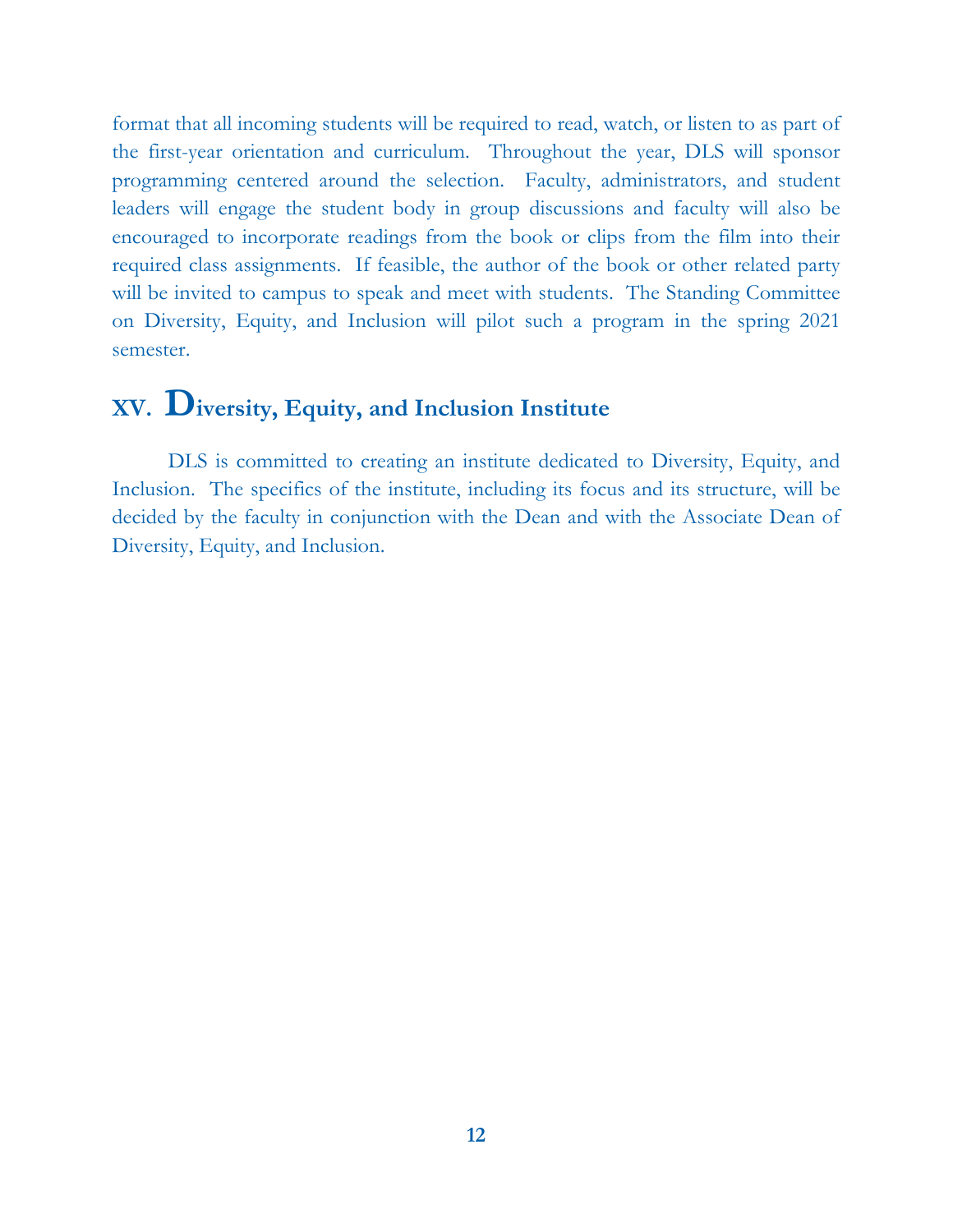format that all incoming students will be required to read, watch, or listen to as part of the first-year orientation and curriculum. Throughout the year, DLS will sponsor programming centered around the selection. Faculty, administrators, and student leaders will engage the student body in group discussions and faculty will also be encouraged to incorporate readings from the book or clips from the film into their required class assignments. If feasible, the author of the book or other related party will be invited to campus to speak and meet with students. The Standing Committee on Diversity, Equity, and Inclusion will pilot such a program in the spring 2021 semester.

## XV. Diversity, Equity, and Inclusion Institute

DLS is committed to creating an institute dedicated to Diversity, Equity, and Inclusion. The specifics of the institute, including its focus and its structure, will be decided by the faculty in conjunction with the Dean and with the Associate Dean of Diversity, Equity, and Inclusion.